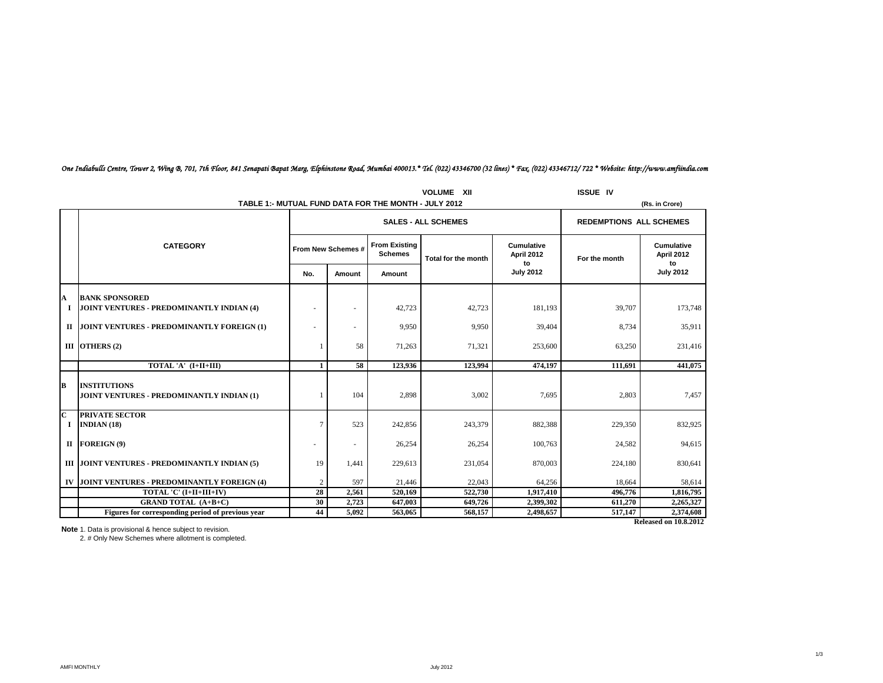*One Indiabulls Centre, Tower 2, Wing B, 701, 7th Floor, 841 Senapati Bapat Marg, Elphinstone Road, Mumbai 400013.* Tel. (022) 43346700 (32 lines) * Fax. (022) 43346712/ 722 * Website: http://www.amfiindia.com*

VOLUME XII ISSUE IV

## TABLE 1:- MUTUAL FUND DATA FOR THE MONTH - JULY 2012

(Rs. in Crore)

| | CATEGORY | SALES - ALL SCHEMES | | | | | REDEMPTIONS ALL SCHEMES | |
|---|---|---|---|---|---|---|---|---|
| | | From New Schemes # | | From Existing Schemes | Total for the month | Cumulative April 2012 to July 2012 | For the month | Cumulative April 2012 to July 2012 |
| | | No. | Amount | Amount | | | | |
| **A** | **BANK SPONSORED** | | | | | | | |
| **I** | **JOINT VENTURES - PREDOMINANTLY INDIAN (4)** | - | - | 42,723 | 42,723 | 181,193 | 39,707 | 173,748 |
| **II** | **JOINT VENTURES - PREDOMINANTLY FOREIGN (1)** | - | - | 9,950 | 9,950 | 39,404 | 8,734 | 35,911 |
| **III** | **OTHERS (2)** | 1 | 58 | 71,263 | 71,321 | 253,600 | 63,250 | 231,416 |
| | **TOTAL 'A' (I+II+III)** | **1** | **58** | **123,936** | **123,994** | **474,197** | **111,691** | **441,075** |
| **B** | **INSTITUTIONS** | | | | | | | |
| | **JOINT VENTURES - PREDOMINANTLY INDIAN (1)** | 1 | 104 | 2,898 | 3,002 | 7,695 | 2,803 | 7,457 |
| **C** | **PRIVATE SECTOR** | | | | | | | |
| **I** | **INDIAN (18)** | 7 | 523 | 242,856 | 243,379 | 882,388 | 229,350 | 832,925 |
| **II** | **FOREIGN (9)** | - | - | 26,254 | 26,254 | 100,763 | 24,582 | 94,615 |
| **III** | **JOINT VENTURES - PREDOMINANTLY INDIAN (5)** | 19 | 1,441 | 229,613 | 231,054 | 870,003 | 224,180 | 830,641 |
| **IV** | **JOINT VENTURES - PREDOMINANTLY FOREIGN (4)** | 2 | 597 | 21,446 | 22,043 | 64,256 | 18,664 | 58,614 |
| | **TOTAL 'C' (I+II+III+IV)** | **28** | **2,561** | **520,169** | **522,730** | **1,917,410** | **496,776** | **1,816,795** |
| | **GRAND TOTAL (A+B+C)** | **30** | **2,723** | **647,003** | **649,726** | **2,399,302** | **611,270** | **2,265,327** |
| | **Figures for corresponding period of previous year** | **44** | **5,092** | **563,065** | **568,157** | **2,498,657** | **517,147** | **2,374,608** |

**Released on 10.8.2012**

**Note** 1. Data is provisional & hence subject to revision.
2. # Only New Schemes where allotment is completed.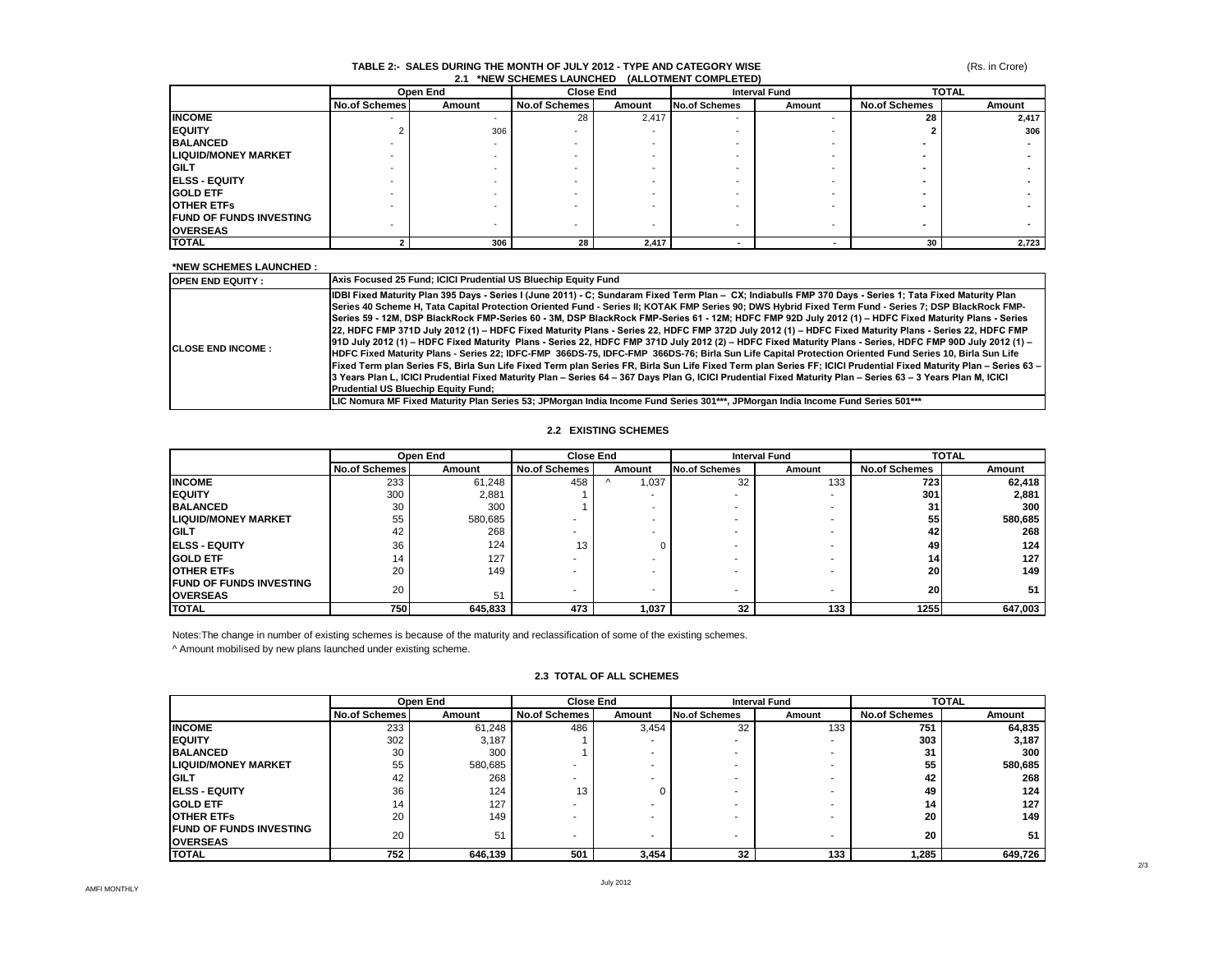## TABLE 2:- SALES DURING THE MONTH OF JULY 2012 - TYPE AND CATEGORY WISE

(Rs. in Crore)

### 2.1 *NEW SCHEMES LAUNCHED (ALLOTMENT COMPLETED)

| | Open End | | Close End | | Interval Fund | | TOTAL | |
|---|---|---|---|---|---|---|---|---|
| | No.of Schemes | Amount | No.of Schemes | Amount | No.of Schemes | Amount | No.of Schemes | Amount |
| **INCOME** | - | - | 28 | 2,417 | - | - | **28** | **2,417** |
| **EQUITY** | 2 | 306 | - | - | - | - | **2** | **306** |
| **BALANCED** | - | - | - | - | - | - | **-** | **-** |
| **LIQUID/MONEY MARKET** | - | - | - | - | - | - | **-** | **-** |
| **GILT** | - | - | - | - | - | - | **-** | **-** |
| **ELSS - EQUITY** | - | - | - | - | - | - | **-** | **-** |
| **GOLD ETF** | - | - | - | - | - | - | **-** | **-** |
| **OTHER ETFs** | - | - | - | - | - | - | **-** | **-** |
| **FUND OF FUNDS INVESTING OVERSEAS** | - | - | - | - | - | - | **-** | **-** |
| **TOTAL** | **2** | **306** | **28** | **2,417** | **-** | **-** | **30** | **2,723** |

**\*NEW SCHEMES LAUNCHED :**

| | |
|---|---|
| **OPEN END EQUITY :** | **Axis Focused 25 Fund; ICICI Prudential US Bluechip Equity Fund** |
| **CLOSE END INCOME :** | **IDBI Fixed Maturity Plan 395 Days - Series I (June 2011) - C; Sundaram Fixed Term Plan – CX; Indiabulls FMP 370 Days - Series 1; Tata Fixed Maturity Plan Series 40 Scheme H, Tata Capital Protection Oriented Fund - Series II; KOTAK FMP Series 90; DWS Hybrid Fixed Term Fund - Series 7; DSP BlackRock FMP-Series 59 - 12M, DSP BlackRock FMP-Series 60 - 3M, DSP BlackRock FMP-Series 61 - 12M; HDFC FMP 92D July 2012 (1) – HDFC Fixed Maturity Plans - Series 22, HDFC FMP 371D July 2012 (1) – HDFC Fixed Maturity Plans - Series 22, HDFC FMP 372D July 2012 (1) – HDFC Fixed Maturity Plans - Series 22, HDFC FMP 91D July 2012 (1) – HDFC Fixed Maturity Plans - Series 22, HDFC FMP 371D July 2012 (2) – HDFC Fixed Maturity Plans - Series, HDFC FMP 90D July 2012 (1) – HDFC Fixed Maturity Plans - Series 22; IDFC-FMP 366DS-75, IDFC-FMP 366DS-76; Birla Sun Life Capital Protection Oriented Fund Series 10, Birla Sun Life Fixed Term plan Series FS, Birla Sun Life Fixed Term plan Series FR, Birla Sun Life Fixed Term plan Series FF; ICICI Prudential Fixed Maturity Plan – Series 63 – 3 Years Plan L, ICICI Prudential Fixed Maturity Plan – Series 64 – 367 Days Plan G, ICICI Prudential Fixed Maturity Plan – Series 63 – 3 Years Plan M, ICICI Prudential US Bluechip Equity Fund;** |
| | **LIC Nomura MF Fixed Maturity Plan Series 53; JPMorgan India Income Fund Series 301\*\*\*, JPMorgan India Income Fund Series 501\*\*\*** |

### 2.2 EXISTING SCHEMES

| | Open End | | Close End | | Interval Fund | | TOTAL | |
|---|---|---|---|---|---|---|---|---|
| | No.of Schemes | Amount | No.of Schemes | Amount | No.of Schemes | Amount | No.of Schemes | Amount |
| **INCOME** | 233 | 61,248 | 458 | ^ 1,037 | 32 | 133 | **723** | **62,418** |
| **EQUITY** | 300 | 2,881 | 1 | - | - | - | **301** | **2,881** |
| **BALANCED** | 30 | 300 | 1 | - | - | - | **31** | **300** |
| **LIQUID/MONEY MARKET** | 55 | 580,685 | - | - | - | - | **55** | **580,685** |
| **GILT** | 42 | 268 | - | - | - | - | **42** | **268** |
| **ELSS - EQUITY** | 36 | 124 | 13 | 0 | - | - | **49** | **124** |
| **GOLD ETF** | 14 | 127 | - | - | - | - | **14** | **127** |
| **OTHER ETFs** | 20 | 149 | - | - | - | - | **20** | **149** |
| **FUND OF FUNDS INVESTING OVERSEAS** | 20 | 51 | - | - | - | - | **20** | **51** |
| **TOTAL** | **750** | **645,833** | **473** | **1,037** | **32** | **133** | **1255** | **647,003** |

Notes:The change in number of existing schemes is because of the maturity and reclassification of some of the existing schemes.

^ Amount mobilised by new plans launched under existing scheme.

### 2.3 TOTAL OF ALL SCHEMES

| | Open End | | Close End | | Interval Fund | | TOTAL | |
|---|---|---|---|---|---|---|---|---|
| | No.of Schemes | Amount | No.of Schemes | Amount | No.of Schemes | Amount | No.of Schemes | Amount |
| **INCOME** | 233 | 61,248 | 486 | 3,454 | 32 | 133 | **751** | **64,835** |
| **EQUITY** | 302 | 3,187 | 1 | - | - | - | **303** | **3,187** |
| **BALANCED** | 30 | 300 | 1 | - | - | - | **31** | **300** |
| **LIQUID/MONEY MARKET** | 55 | 580,685 | - | - | - | - | **55** | **580,685** |
| **GILT** | 42 | 268 | - | - | - | - | **42** | **268** |
| **ELSS - EQUITY** | 36 | 124 | 13 | 0 | - | - | **49** | **124** |
| **GOLD ETF** | 14 | 127 | - | - | - | - | **14** | **127** |
| **OTHER ETFs** | 20 | 149 | - | - | - | - | **20** | **149** |
| **FUND OF FUNDS INVESTING OVERSEAS** | 20 | 51 | - | - | - | - | **20** | **51** |
| **TOTAL** | **752** | **646,139** | **501** | **3,454** | **32** | **133** | **1,285** | **649,726** |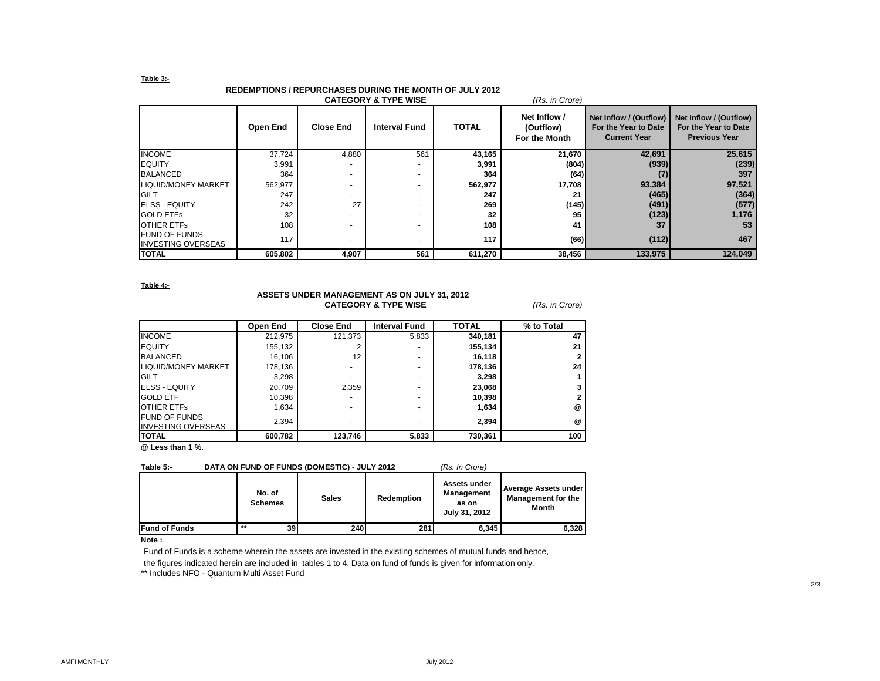**Table 3:-**

## REDEMPTIONS / REPURCHASES DURING THE MONTH OF JULY 2012
### CATEGORY & TYPE WISE

*(Rs. in Crore)*

| | Open End | Close End | Interval Fund | TOTAL | Net Inflow / (Outflow) For the Month | Net Inflow / (Outflow) For the Year to Date Current Year | Net Inflow / (Outflow) For the Year to Date Previous Year |
|---|---|---|---|---|---|---|---|
| INCOME | 37,724 | 4,880 | 561 | 43,165 | 21,670 | 42,691 | 25,615 |
| EQUITY | 3,991 | - | - | 3,991 | (804) | (939) | (239) |
| BALANCED | 364 | - | - | 364 | (64) | (7) | 397 |
| LIQUID/MONEY MARKET | 562,977 | - | - | 562,977 | 17,708 | 93,384 | 97,521 |
| GILT | 247 | - | - | 247 | 21 | (465) | (364) |
| ELSS - EQUITY | 242 | 27 | - | 269 | (145) | (491) | (577) |
| GOLD ETFs | 32 | - | - | 32 | 95 | (123) | 1,176 |
| OTHER ETFs | 108 | - | - | 108 | 41 | 37 | 53 |
| FUND OF FUNDS INVESTING OVERSEAS | 117 | - | - | 117 | (66) | (112) | 467 |
| TOTAL | 605,802 | 4,907 | 561 | 611,270 | 38,456 | 133,975 | 124,049 |

**Table 4:-**

## ASSETS UNDER MANAGEMENT AS ON JULY 31, 2012
### CATEGORY & TYPE WISE

*(Rs. in Crore)*

| | Open End | Close End | Interval Fund | TOTAL | % to Total |
|---|---|---|---|---|---|
| INCOME | 212,975 | 121,373 | 5,833 | 340,181 | 47 |
| EQUITY | 155,132 | 2 | - | 155,134 | 21 |
| BALANCED | 16,106 | 12 | - | 16,118 | 2 |
| LIQUID/MONEY MARKET | 178,136 | - | - | 178,136 | 24 |
| GILT | 3,298 | - | - | 3,298 | 1 |
| ELSS - EQUITY | 20,709 | 2,359 | - | 23,068 | 3 |
| GOLD ETF | 10,398 | - | - | 10,398 | 2 |
| OTHER ETFs | 1,634 | - | - | 1,634 | @ |
| FUND OF FUNDS INVESTING OVERSEAS | 2,394 | - | - | 2,394 | @ |
| TOTAL | 600,782 | 123,746 | 5,833 | 730,361 | 100 |

**@ Less than 1 %.**

**Table 5:-** **DATA ON FUND OF FUNDS (DOMESTIC) - JULY 2012** *(Rs. In Crore)*

| | No. of Schemes | Sales | Redemption | Assets under Management as on July 31, 2012 | Average Assets under Management for the Month |
|---|---|---|---|---|---|
| Fund of Funds | ** 39 | 240 | 281 | 6,345 | 6,328 |

**Note :**

Fund of Funds is a scheme wherein the assets are invested in the existing schemes of mutual funds and hence, the figures indicated herein are included in tables 1 to 4. Data on fund of funds is given for information only.

** Includes NFO - Quantum Multi Asset Fund